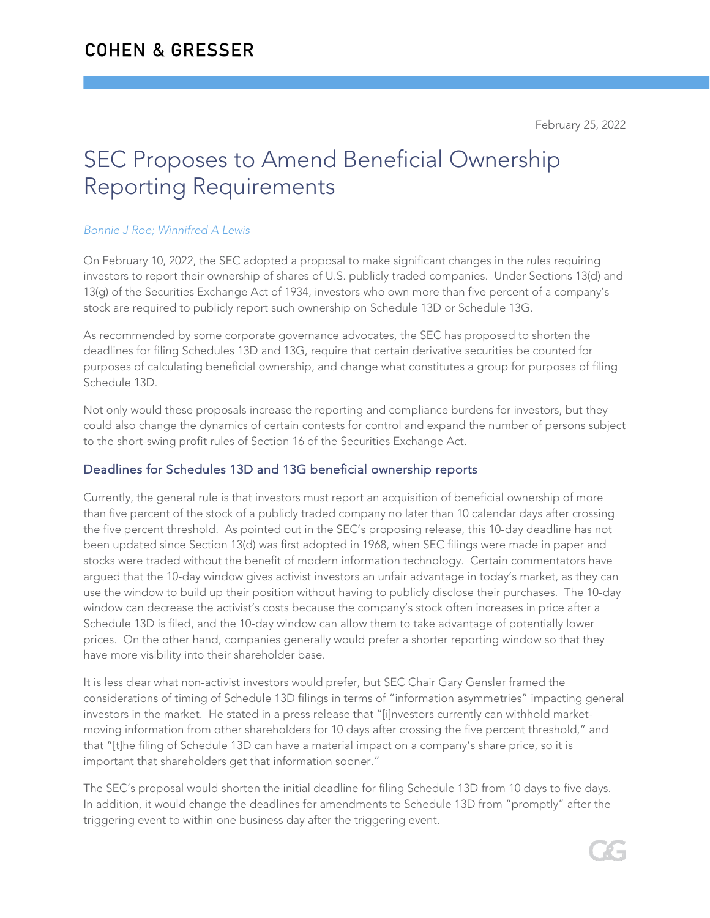COHEN & GRESSER

February 25, 2022

# SEC Proposes to Amend Beneficial Ownership Reporting Requirements

*Bonnie J Roe; Winnifred A Lewis*

On February 10, 2022, the SEC adopted a proposal to make significant changes in the rules requiring investors to report their ownership of shares of U.S. publicly traded companies. Under Sections 13(d) and 13(g) of the Securities Exchange Act of 1934, investors who own more than five percent of a company's stock are required to publicly report such ownership on Schedule 13D or Schedule 13G.

As recommended by some corporate governance advocates, the SEC has proposed to shorten the deadlines for filing Schedules 13D and 13G, require that certain derivative securities be counted for purposes of calculating beneficial ownership, and change what constitutes a group for purposes of filing Schedule 13D.

Not only would these proposals increase the reporting and compliance burdens for investors, but they could also change the dynamics of certain contests for control and expand the number of persons subject to the short-swing profit rules of Section 16 of the Securities Exchange Act.

## Deadlines for Schedules 13D and 13G beneficial ownership reports

Currently, the general rule is that investors must report an acquisition of beneficial ownership of more than five percent of the stock of a publicly traded company no later than 10 calendar days after crossing the five percent threshold. As pointed out in the SEC's proposing release, this 10-day deadline has not been updated since Section 13(d) was first adopted in 1968, when SEC filings were made in paper and stocks were traded without the benefit of modern information technology. Certain commentators have argued that the 10-day window gives activist investors an unfair advantage in today's market, as they can use the window to build up their position without having to publicly disclose their purchases. The 10-day window can decrease the activist's costs because the company's stock often increases in price after a Schedule 13D is filed, and the 10-day window can allow them to take advantage of potentially lower prices. On the other hand, companies generally would prefer a shorter reporting window so that they have more visibility into their shareholder base.

It is less clear what non-activist investors would prefer, but SEC Chair Gary Gensler framed the considerations of timing of Schedule 13D filings in terms of "information asymmetries" impacting general investors in the market. He stated in a press release that "[i]nvestors currently can withhold market-moving information from other shareholders for 10 days after crossing the five percent threshold," and that "[t]he filing of Schedule 13D can have a material impact on a company's share price, so it is important that shareholders get that information sooner."

The SEC's proposal would shorten the initial deadline for filing Schedule 13D from 10 days to five days. In addition, it would change the deadlines for amendments to Schedule 13D from "promptly" after the triggering event to within one business day after the triggering event.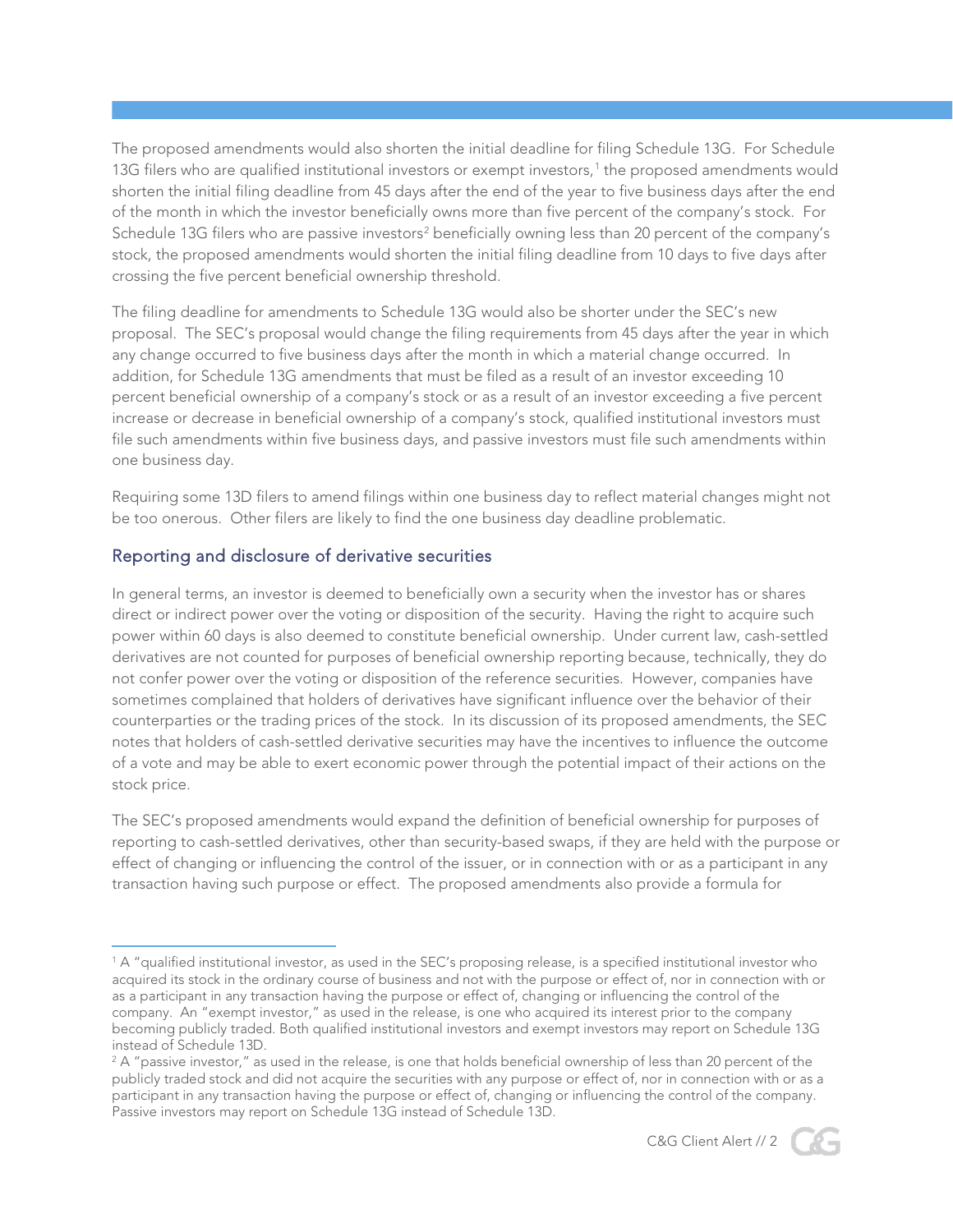The proposed amendments would also shorten the initial deadline for filing Schedule 13G. For Schedule 13G filers who are qualified institutional investors or exempt investors,[1] the proposed amendments would shorten the initial filing deadline from 45 days after the end of the year to five business days after the end of the month in which the investor beneficially owns more than five percent of the company's stock. For Schedule 13G filers who are passive investors[2] beneficially owning less than 20 percent of the company's stock, the proposed amendments would shorten the initial filing deadline from 10 days to five days after crossing the five percent beneficial ownership threshold.

The filing deadline for amendments to Schedule 13G would also be shorter under the SEC's new proposal. The SEC's proposal would change the filing requirements from 45 days after the year in which any change occurred to five business days after the month in which a material change occurred. In addition, for Schedule 13G amendments that must be filed as a result of an investor exceeding 10 percent beneficial ownership of a company's stock or as a result of an investor exceeding a five percent increase or decrease in beneficial ownership of a company's stock, qualified institutional investors must file such amendments within five business days, and passive investors must file such amendments within one business day.

Requiring some 13D filers to amend filings within one business day to reflect material changes might not be too onerous. Other filers are likely to find the one business day deadline problematic.

## Reporting and disclosure of derivative securities

In general terms, an investor is deemed to beneficially own a security when the investor has or shares direct or indirect power over the voting or disposition of the security. Having the right to acquire such power within 60 days is also deemed to constitute beneficial ownership. Under current law, cash-settled derivatives are not counted for purposes of beneficial ownership reporting because, technically, they do not confer power over the voting or disposition of the reference securities. However, companies have sometimes complained that holders of derivatives have significant influence over the behavior of their counterparties or the trading prices of the stock. In its discussion of its proposed amendments, the SEC notes that holders of cash-settled derivative securities may have the incentives to influence the outcome of a vote and may be able to exert economic power through the potential impact of their actions on the stock price.

The SEC's proposed amendments would expand the definition of beneficial ownership for purposes of reporting to cash-settled derivatives, other than security-based swaps, if they are held with the purpose or effect of changing or influencing the control of the issuer, or in connection with or as a participant in any transaction having such purpose or effect. The proposed amendments also provide a formula for

---

[1] A "qualified institutional investor, as used in the SEC's proposing release, is a specified institutional investor who acquired its stock in the ordinary course of business and not with the purpose or effect of, nor in connection with or as a participant in any transaction having the purpose or effect of, changing or influencing the control of the company. An "exempt investor," as used in the release, is one who acquired its interest prior to the company becoming publicly traded. Both qualified institutional investors and exempt investors may report on Schedule 13G instead of Schedule 13D.

[2] A "passive investor," as used in the release, is one that holds beneficial ownership of less than 20 percent of the publicly traded stock and did not acquire the securities with any purpose or effect of, nor in connection with or as a participant in any transaction having the purpose or effect of, changing or influencing the control of the company. Passive investors may report on Schedule 13G instead of Schedule 13D.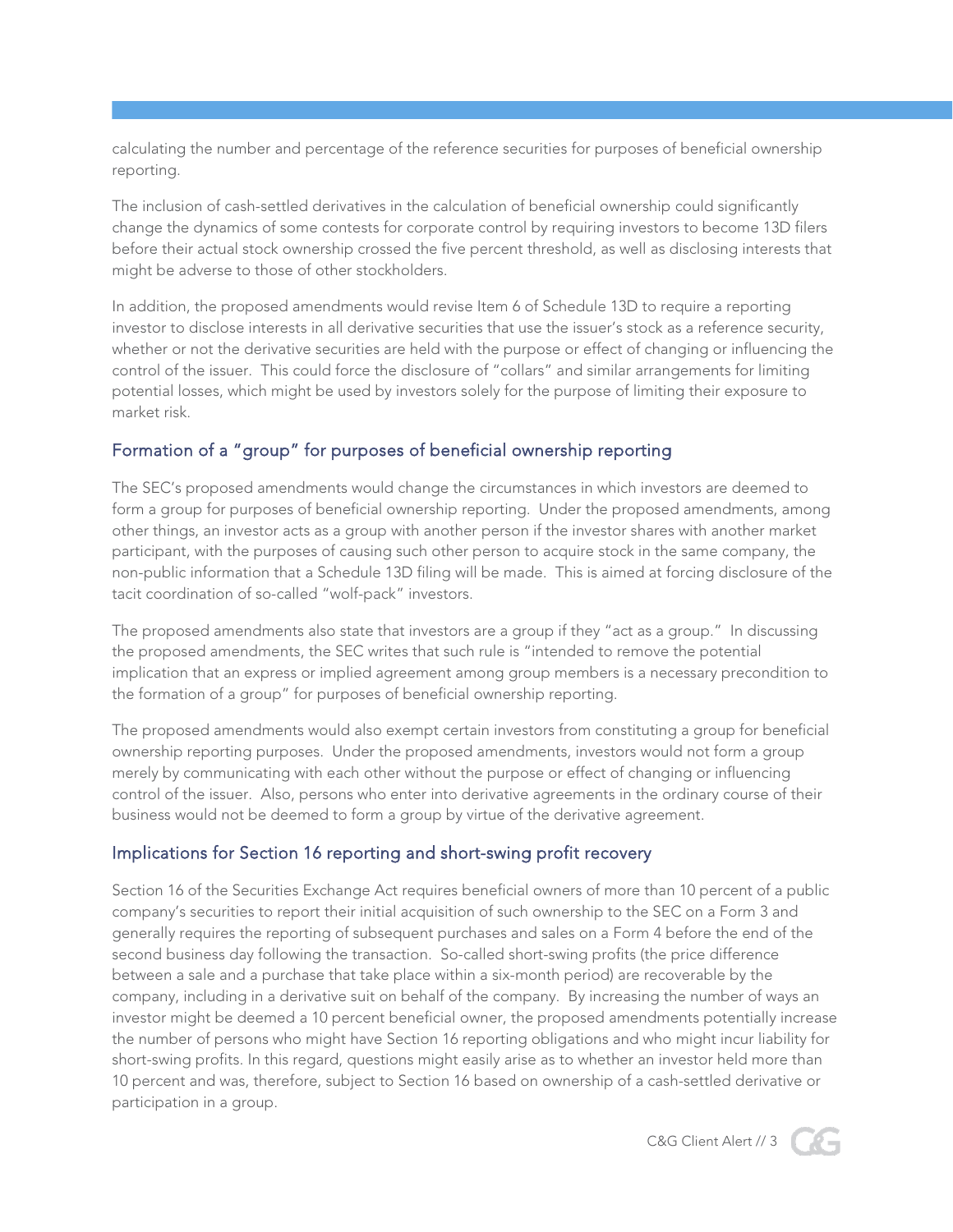calculating the number and percentage of the reference securities for purposes of beneficial ownership reporting.

The inclusion of cash-settled derivatives in the calculation of beneficial ownership could significantly change the dynamics of some contests for corporate control by requiring investors to become 13D filers before their actual stock ownership crossed the five percent threshold, as well as disclosing interests that might be adverse to those of other stockholders.

In addition, the proposed amendments would revise Item 6 of Schedule 13D to require a reporting investor to disclose interests in all derivative securities that use the issuer's stock as a reference security, whether or not the derivative securities are held with the purpose or effect of changing or influencing the control of the issuer. This could force the disclosure of "collars" and similar arrangements for limiting potential losses, which might be used by investors solely for the purpose of limiting their exposure to market risk.

## Formation of a "group" for purposes of beneficial ownership reporting

The SEC's proposed amendments would change the circumstances in which investors are deemed to form a group for purposes of beneficial ownership reporting. Under the proposed amendments, among other things, an investor acts as a group with another person if the investor shares with another market participant, with the purposes of causing such other person to acquire stock in the same company, the non-public information that a Schedule 13D filing will be made. This is aimed at forcing disclosure of the tacit coordination of so-called "wolf-pack" investors.

The proposed amendments also state that investors are a group if they "act as a group." In discussing the proposed amendments, the SEC writes that such rule is "intended to remove the potential implication that an express or implied agreement among group members is a necessary precondition to the formation of a group" for purposes of beneficial ownership reporting.

The proposed amendments would also exempt certain investors from constituting a group for beneficial ownership reporting purposes. Under the proposed amendments, investors would not form a group merely by communicating with each other without the purpose or effect of changing or influencing control of the issuer. Also, persons who enter into derivative agreements in the ordinary course of their business would not be deemed to form a group by virtue of the derivative agreement.

## Implications for Section 16 reporting and short-swing profit recovery

Section 16 of the Securities Exchange Act requires beneficial owners of more than 10 percent of a public company's securities to report their initial acquisition of such ownership to the SEC on a Form 3 and generally requires the reporting of subsequent purchases and sales on a Form 4 before the end of the second business day following the transaction. So-called short-swing profits (the price difference between a sale and a purchase that take place within a six-month period) are recoverable by the company, including in a derivative suit on behalf of the company. By increasing the number of ways an investor might be deemed a 10 percent beneficial owner, the proposed amendments potentially increase the number of persons who might have Section 16 reporting obligations and who might incur liability for short-swing profits. In this regard, questions might easily arise as to whether an investor held more than 10 percent and was, therefore, subject to Section 16 based on ownership of a cash-settled derivative or participation in a group.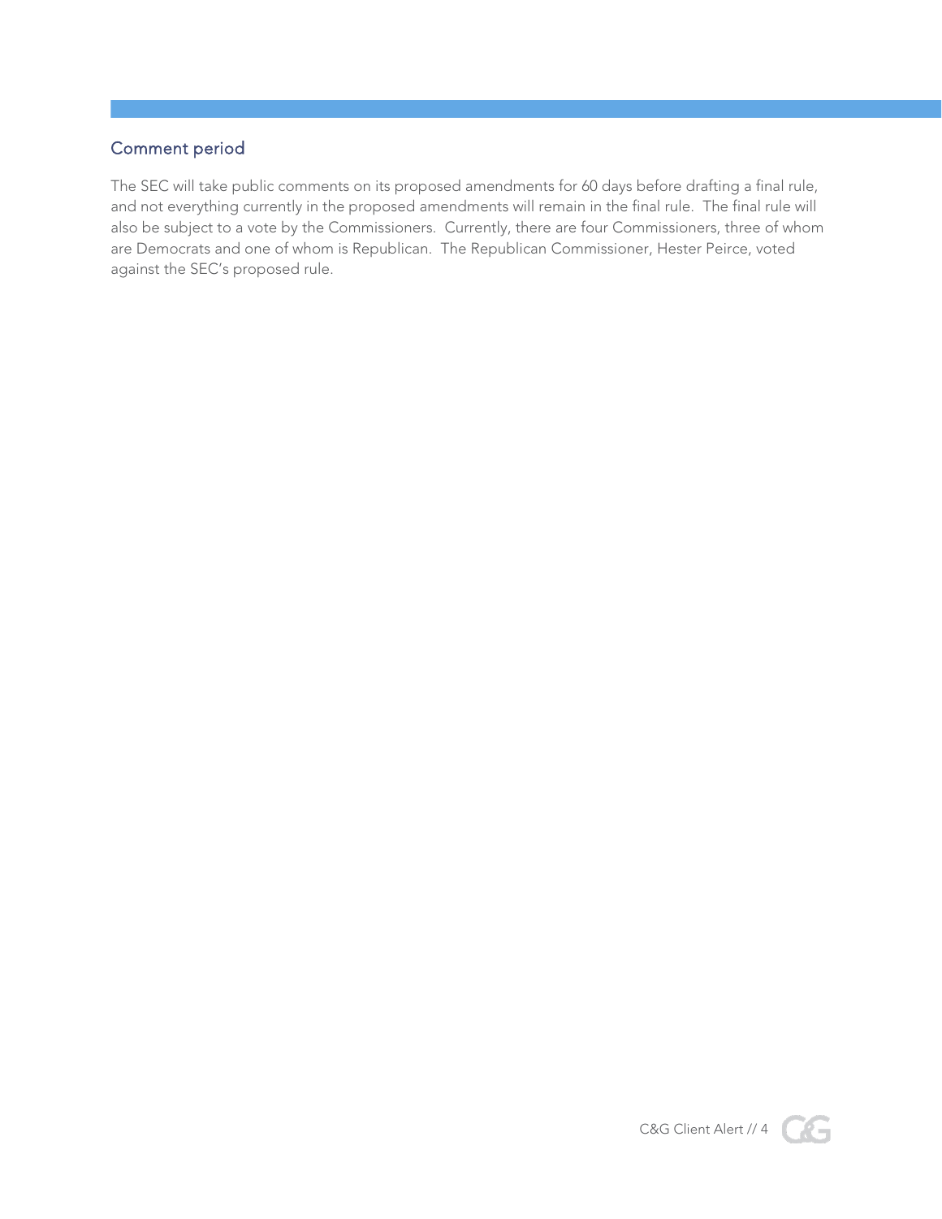## Comment period

The SEC will take public comments on its proposed amendments for 60 days before drafting a final rule, and not everything currently in the proposed amendments will remain in the final rule. The final rule will also be subject to a vote by the Commissioners. Currently, there are four Commissioners, three of whom are Democrats and one of whom is Republican. The Republican Commissioner, Hester Peirce, voted against the SEC's proposed rule.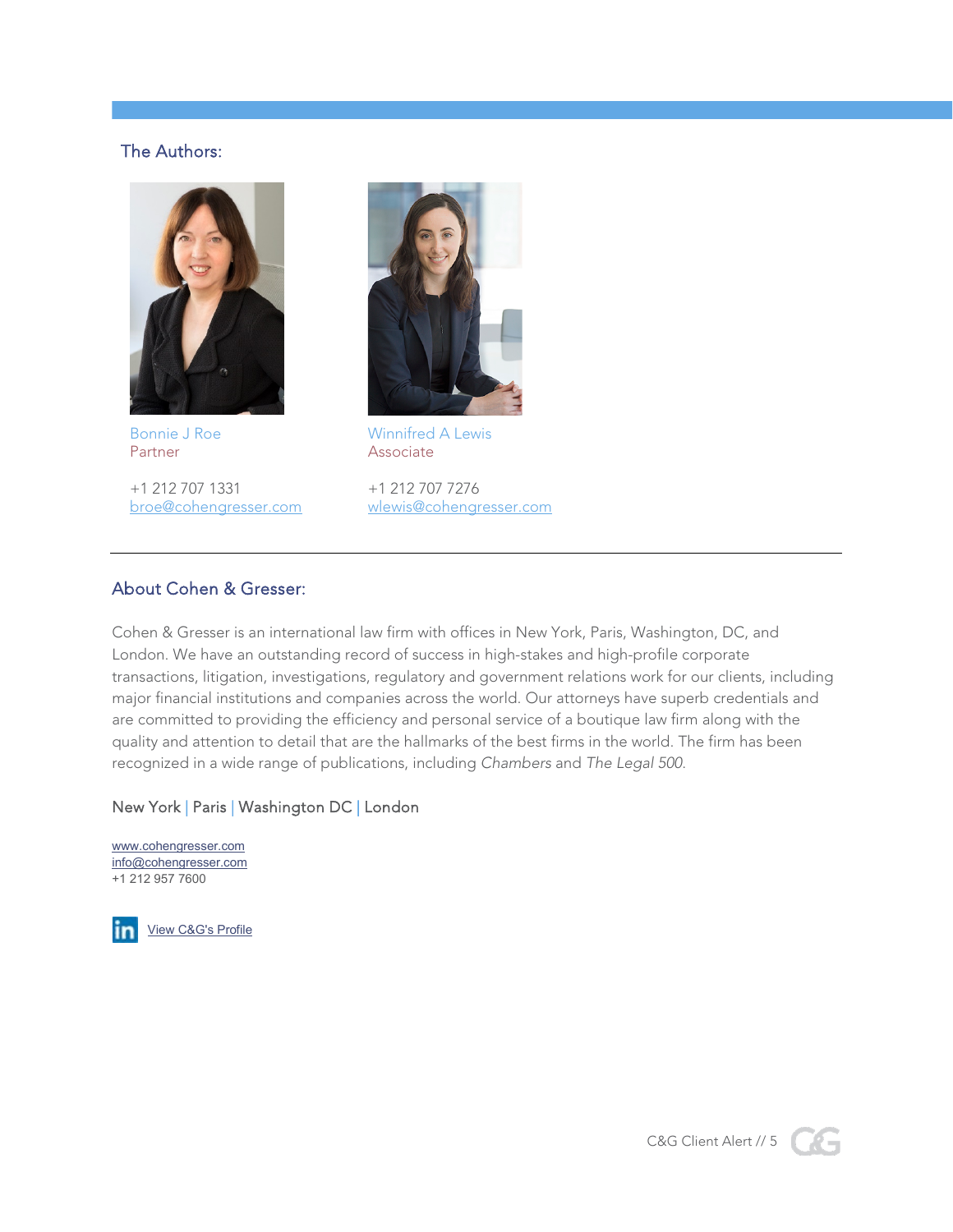## The Authors:

Bonnie J Roe
Partner

+1 212 707 1331
broe@cohengresser.com

Winnifred A Lewis
Associate

+1 212 707 7276
wlewis@cohengresser.com

---

## About Cohen & Gresser:

Cohen & Gresser is an international law firm with offices in New York, Paris, Washington, DC, and London. We have an outstanding record of success in high-stakes and high-profile corporate transactions, litigation, investigations, regulatory and government relations work for our clients, including major financial institutions and companies across the world. Our attorneys have superb credentials and are committed to providing the efficiency and personal service of a boutique law firm along with the quality and attention to detail that are the hallmarks of the best firms in the world. The firm has been recognized in a wide range of publications, including *Chambers* and *The Legal 500*.

New York | Paris | Washington DC | London

www.cohengresser.com
info@cohengresser.com
+1 212 957 7600

View C&G's Profile